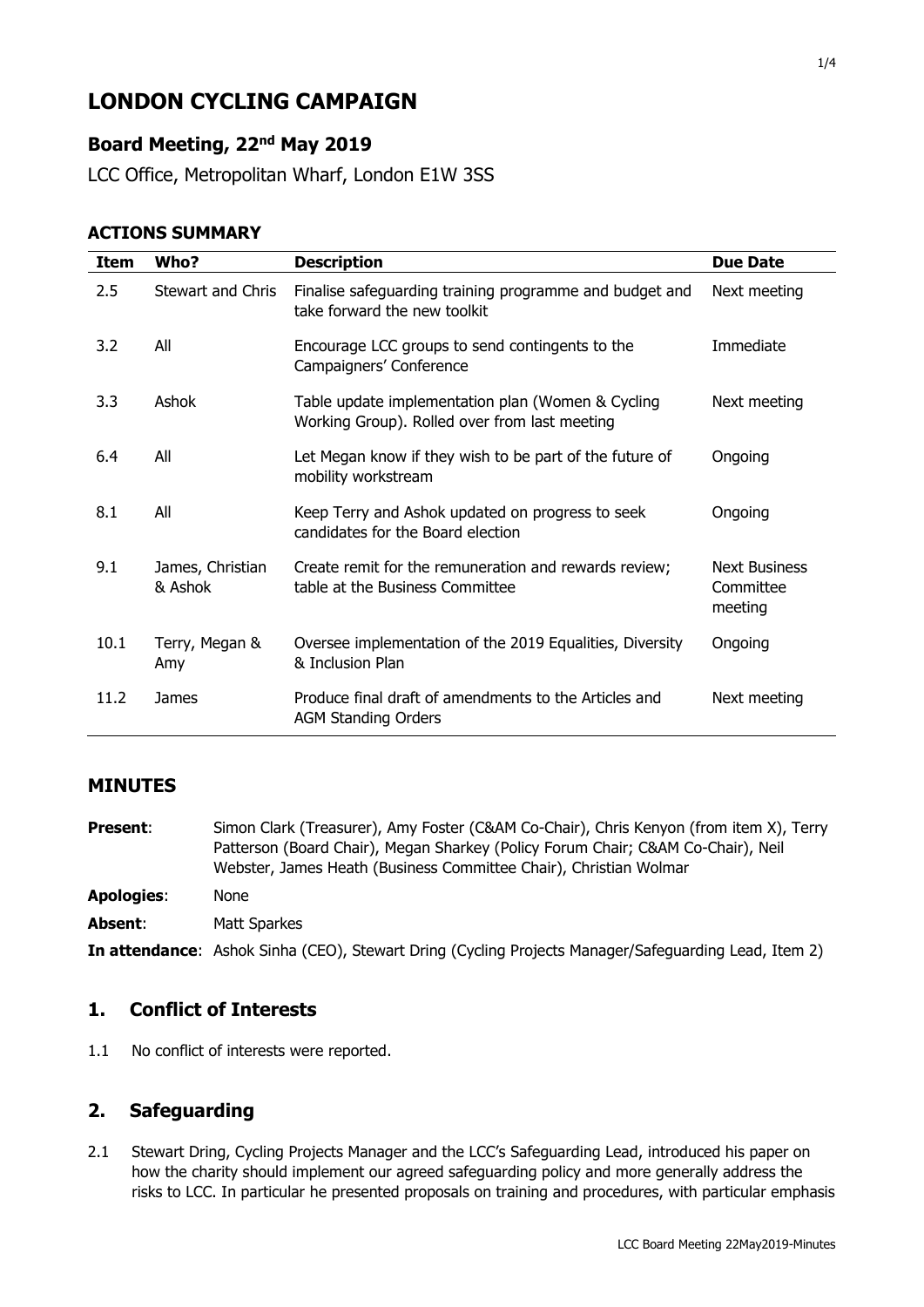# LONDON CYCLING CAMPAIGN

## Board Meeting, 22nd May 2019

LCC Office, Metropolitan Wharf, London E1W 3SS

### ACTIONS SUMMARY

| Item | Who? | Description | Due Date |
|---|---|---|---|
| 2.5 | Stewart and Chris | Finalise safeguarding training programme and budget and take forward the new toolkit | Next meeting |
| 3.2 | All | Encourage LCC groups to send contingents to the Campaigners' Conference | Immediate |
| 3.3 | Ashok | Table update implementation plan (Women & Cycling Working Group). Rolled over from last meeting | Next meeting |
| 6.4 | All | Let Megan know if they wish to be part of the future of mobility workstream | Ongoing |
| 8.1 | All | Keep Terry and Ashok updated on progress to seek candidates for the Board election | Ongoing |
| 9.1 | James, Christian & Ashok | Create remit for the remuneration and rewards review; table at the Business Committee | Next Business Committee meeting |
| 10.1 | Terry, Megan & Amy | Oversee implementation of the 2019 Equalities, Diversity & Inclusion Plan | Ongoing |
| 11.2 | James | Produce final draft of amendments to the Articles and AGM Standing Orders | Next meeting |

## MINUTES

**Present**: Simon Clark (Treasurer), Amy Foster (C&AM Co-Chair), Chris Kenyon (from item X), Terry Patterson (Board Chair), Megan Sharkey (Policy Forum Chair; C&AM Co-Chair), Neil Webster, James Heath (Business Committee Chair), Christian Wolmar

**Apologies**: None

**Absent**: Matt Sparkes

**In attendance**: Ashok Sinha (CEO), Stewart Dring (Cycling Projects Manager/Safeguarding Lead, Item 2)

## 1. Conflict of Interests

1.1 No conflict of interests were reported.

## 2. Safeguarding

2.1 Stewart Dring, Cycling Projects Manager and the LCC's Safeguarding Lead, introduced his paper on how the charity should implement our agreed safeguarding policy and more generally address the risks to LCC. In particular he presented proposals on training and procedures, with particular emphasis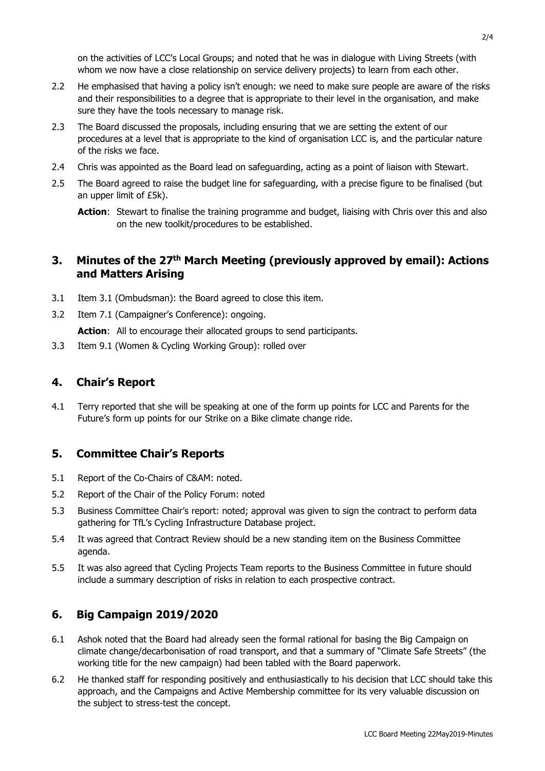on the activities of LCC's Local Groups; and noted that he was in dialogue with Living Streets (with whom we now have a close relationship on service delivery projects) to learn from each other.

2.2 He emphasised that having a policy isn't enough: we need to make sure people are aware of the risks and their responsibilities to a degree that is appropriate to their level in the organisation, and make sure they have the tools necessary to manage risk.

2.3 The Board discussed the proposals, including ensuring that we are setting the extent of our procedures at a level that is appropriate to the kind of organisation LCC is, and the particular nature of the risks we face.

2.4 Chris was appointed as the Board lead on safeguarding, acting as a point of liaison with Stewart.

2.5 The Board agreed to raise the budget line for safeguarding, with a precise figure to be finalised (but an upper limit of £5k).

**Action**: Stewart to finalise the training programme and budget, liaising with Chris over this and also on the new toolkit/procedures to be established.

## 3. Minutes of the 27th March Meeting (previously approved by email): Actions and Matters Arising

3.1 Item 3.1 (Ombudsman): the Board agreed to close this item.

3.2 Item 7.1 (Campaigner's Conference): ongoing.

**Action**: All to encourage their allocated groups to send participants.

3.3 Item 9.1 (Women & Cycling Working Group): rolled over

## 4. Chair's Report

4.1 Terry reported that she will be speaking at one of the form up points for LCC and Parents for the Future's form up points for our Strike on a Bike climate change ride.

## 5. Committee Chair's Reports

5.1 Report of the Co-Chairs of C&AM: noted.

5.2 Report of the Chair of the Policy Forum: noted

5.3 Business Committee Chair's report: noted; approval was given to sign the contract to perform data gathering for TfL's Cycling Infrastructure Database project.

5.4 It was agreed that Contract Review should be a new standing item on the Business Committee agenda.

5.5 It was also agreed that Cycling Projects Team reports to the Business Committee in future should include a summary description of risks in relation to each prospective contract.

## 6. Big Campaign 2019/2020

6.1 Ashok noted that the Board had already seen the formal rational for basing the Big Campaign on climate change/decarbonisation of road transport, and that a summary of "Climate Safe Streets" (the working title for the new campaign) had been tabled with the Board paperwork.

6.2 He thanked staff for responding positively and enthusiastically to his decision that LCC should take this approach, and the Campaigns and Active Membership committee for its very valuable discussion on the subject to stress-test the concept.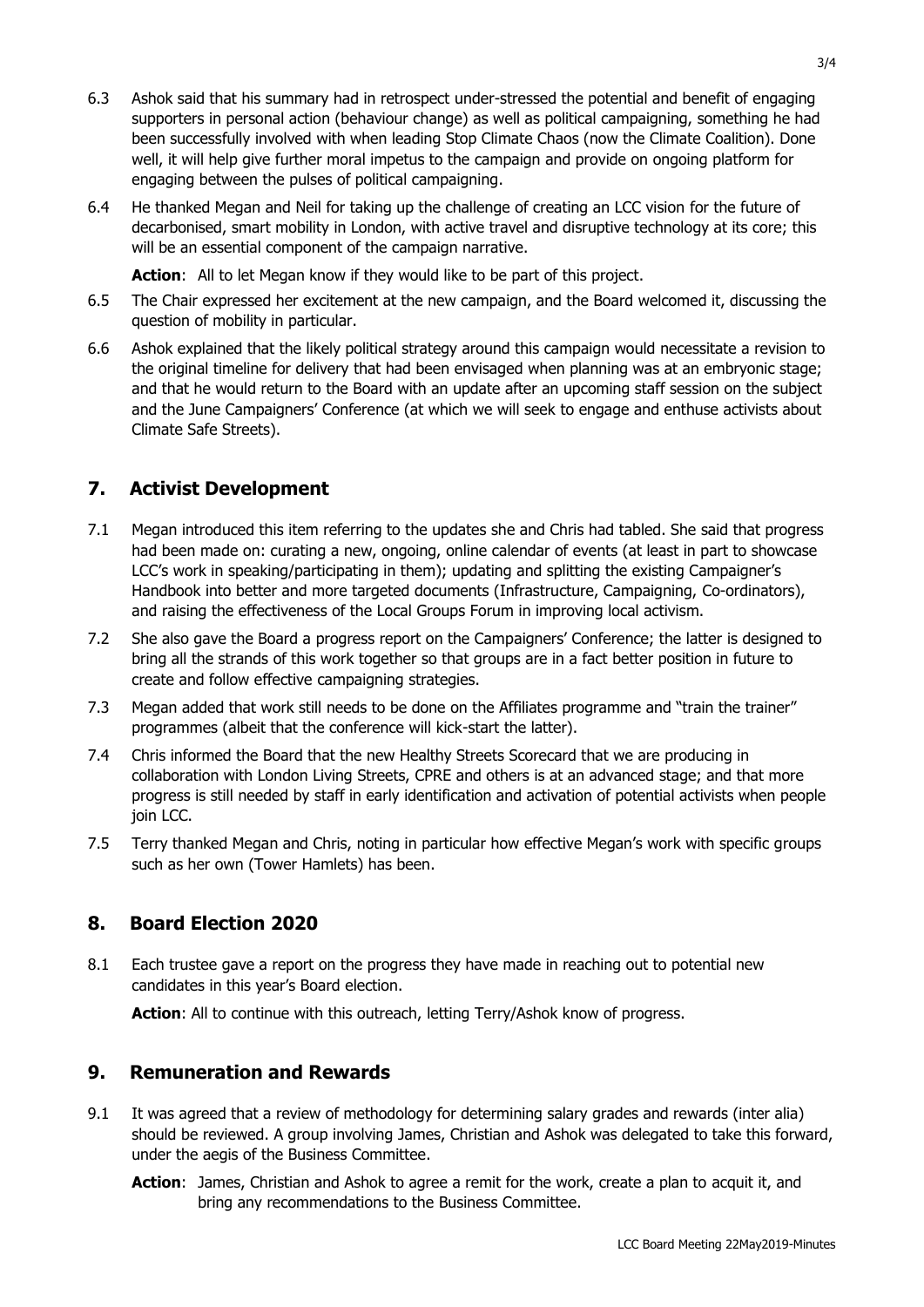6.3 Ashok said that his summary had in retrospect under-stressed the potential and benefit of engaging supporters in personal action (behaviour change) as well as political campaigning, something he had been successfully involved with when leading Stop Climate Chaos (now the Climate Coalition). Done well, it will help give further moral impetus to the campaign and provide on ongoing platform for engaging between the pulses of political campaigning.

6.4 He thanked Megan and Neil for taking up the challenge of creating an LCC vision for the future of decarbonised, smart mobility in London, with active travel and disruptive technology at its core; this will be an essential component of the campaign narrative.

**Action**: All to let Megan know if they would like to be part of this project.

6.5 The Chair expressed her excitement at the new campaign, and the Board welcomed it, discussing the question of mobility in particular.

6.6 Ashok explained that the likely political strategy around this campaign would necessitate a revision to the original timeline for delivery that had been envisaged when planning was at an embryonic stage; and that he would return to the Board with an update after an upcoming staff session on the subject and the June Campaigners' Conference (at which we will seek to engage and enthuse activists about Climate Safe Streets).

## 7. Activist Development

7.1 Megan introduced this item referring to the updates she and Chris had tabled. She said that progress had been made on: curating a new, ongoing, online calendar of events (at least in part to showcase LCC's work in speaking/participating in them); updating and splitting the existing Campaigner's Handbook into better and more targeted documents (Infrastructure, Campaigning, Co-ordinators), and raising the effectiveness of the Local Groups Forum in improving local activism.

7.2 She also gave the Board a progress report on the Campaigners' Conference; the latter is designed to bring all the strands of this work together so that groups are in a fact better position in future to create and follow effective campaigning strategies.

7.3 Megan added that work still needs to be done on the Affiliates programme and "train the trainer" programmes (albeit that the conference will kick-start the latter).

7.4 Chris informed the Board that the new Healthy Streets Scorecard that we are producing in collaboration with London Living Streets, CPRE and others is at an advanced stage; and that more progress is still needed by staff in early identification and activation of potential activists when people join LCC.

7.5 Terry thanked Megan and Chris, noting in particular how effective Megan's work with specific groups such as her own (Tower Hamlets) has been.

## 8. Board Election 2020

8.1 Each trustee gave a report on the progress they have made in reaching out to potential new candidates in this year's Board election.

**Action**: All to continue with this outreach, letting Terry/Ashok know of progress.

## 9. Remuneration and Rewards

9.1 It was agreed that a review of methodology for determining salary grades and rewards (inter alia) should be reviewed. A group involving James, Christian and Ashok was delegated to take this forward, under the aegis of the Business Committee.

**Action**: James, Christian and Ashok to agree a remit for the work, create a plan to acquit it, and bring any recommendations to the Business Committee.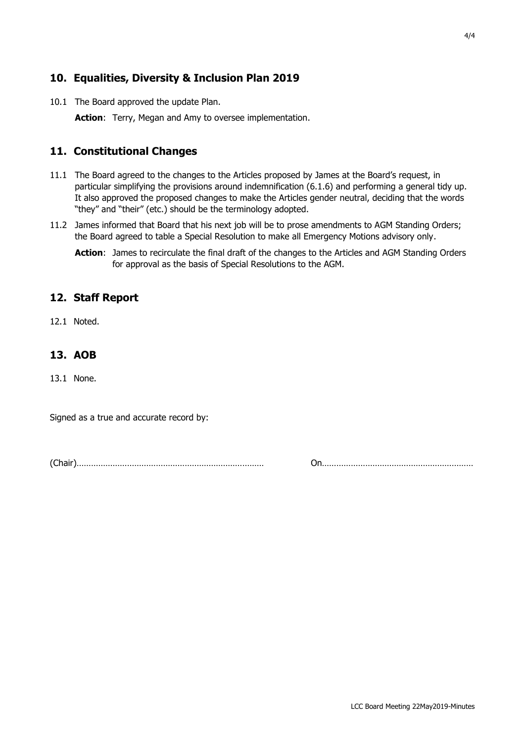## 10. Equalities, Diversity & Inclusion Plan 2019

10.1 The Board approved the update Plan.

**Action**: Terry, Megan and Amy to oversee implementation.

## 11. Constitutional Changes

11.1 The Board agreed to the changes to the Articles proposed by James at the Board's request, in particular simplifying the provisions around indemnification (6.1.6) and performing a general tidy up. It also approved the proposed changes to make the Articles gender neutral, deciding that the words "they" and "their" (etc.) should be the terminology adopted.

11.2 James informed that Board that his next job will be to prose amendments to AGM Standing Orders; the Board agreed to table a Special Resolution to make all Emergency Motions advisory only.

**Action**: James to recirculate the final draft of the changes to the Articles and AGM Standing Orders for approval as the basis of Special Resolutions to the AGM.

## 12. Staff Report

12.1 Noted.

## 13. AOB

13.1 None.

Signed as a true and accurate record by:

(Chair)…………………………………………………………………… On………………………………………………………